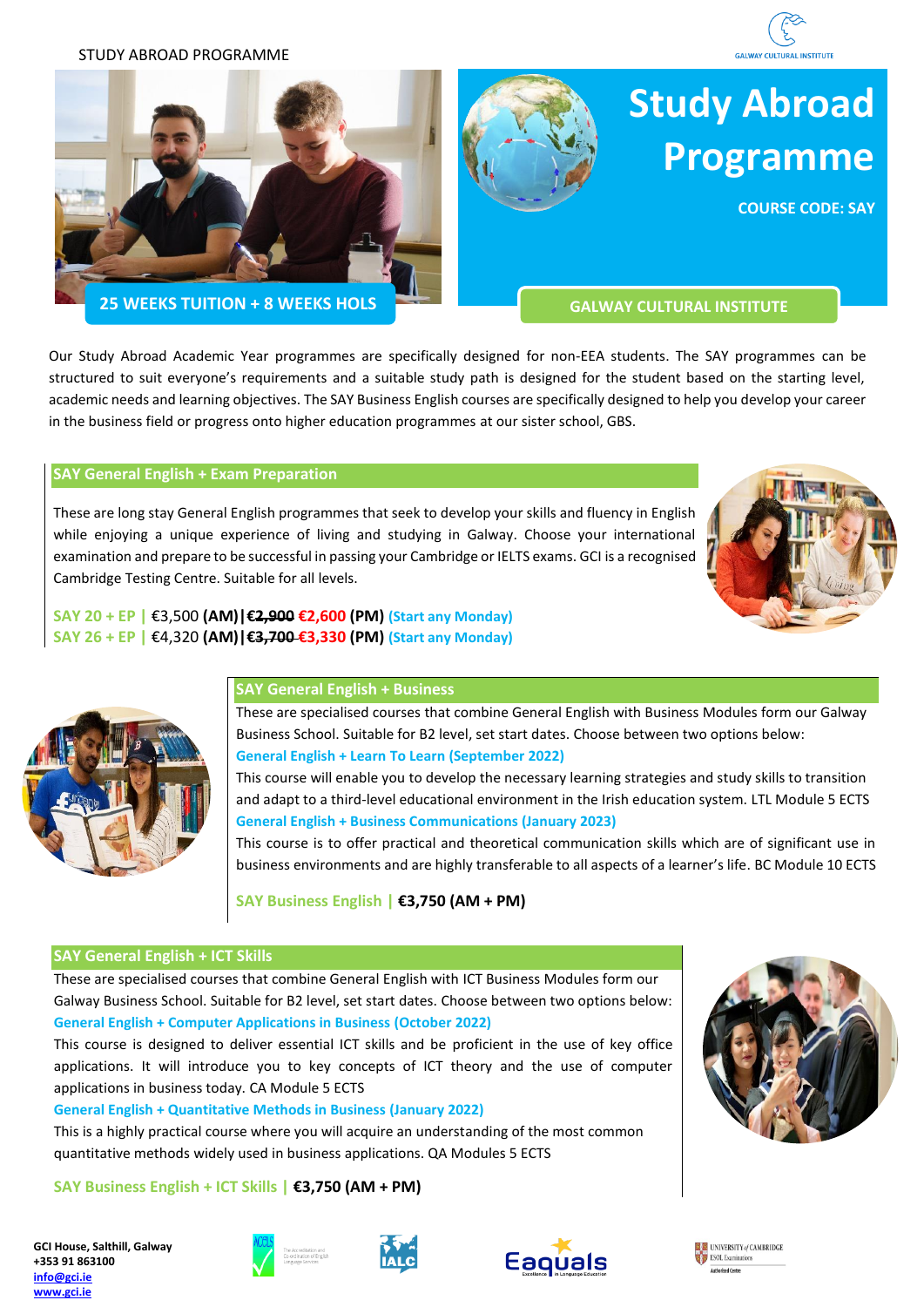STUDY ABROAD PROGRAMME

GALWAY CULTURAL INSTITUTE

# Study Abroad Programme

**COURSE CODE: SAY**

**25 WEEKS TUITION + 8 WEEKS HOLS**

**GALWAY CULTURAL INSTITUTE**

Our Study Abroad Academic Year programmes are specifically designed for non-EEA students. The SAY programmes can be structured to suit everyone's requirements and a suitable study path is designed for the student based on the starting level, academic needs and learning objectives. The SAY Business English courses are specifically designed to help you develop your career in the business field or progress onto higher education programmes at our sister school, GBS.

## SAY General English + Exam Preparation

These are long stay General English programmes that seek to develop your skills and fluency in English while enjoying a unique experience of living and studying in Galway. Choose your international examination and prepare to be successful in passing your Cambridge or IELTS exams. GCI is a recognised Cambridge Testing Centre. Suitable for all levels.

**SAY 20 + EP |** €3,500 **(AM)|** ~~€2,900~~ **€2,600 (PM)** **(Start any Monday)**
**SAY 26 + EP |** €4,320 **(AM)|** ~~€3,700~~ **€3,330 (PM)** **(Start any Monday)**

## SAY General English + Business

These are specialised courses that combine General English with Business Modules form our Galway Business School. Suitable for B2 level, set start dates. Choose between two options below:

**General English + Learn To Learn (September 2022)**

This course will enable you to develop the necessary learning strategies and study skills to transition and adapt to a third-level educational environment in the Irish education system. LTL Module 5 ECTS

**General English + Business Communications (January 2023)**

This course is to offer practical and theoretical communication skills which are of significant use in business environments and are highly transferable to all aspects of a learner's life. BC Module 10 ECTS

**SAY Business English | €3,750 (AM + PM)**

## SAY General English + ICT Skills

These are specialised courses that combine General English with ICT Business Modules form our Galway Business School. Suitable for B2 level, set start dates. Choose between two options below:

**General English + Computer Applications in Business (October 2022)**

This course is designed to deliver essential ICT skills and be proficient in the use of key office applications. It will introduce you to key concepts of ICT theory and the use of computer applications in business today. CA Module 5 ECTS

**General English + Quantitative Methods in Business (January 2022)**

This is a highly practical course where you will acquire an understanding of the most common quantitative methods widely used in business applications. QA Modules 5 ECTS

**SAY Business English + ICT Skills | €3,750 (AM + PM)**

**GCI House, Salthill, Galway**
**+353 91 863100**
**info@gci.ie**
**www.gci.ie**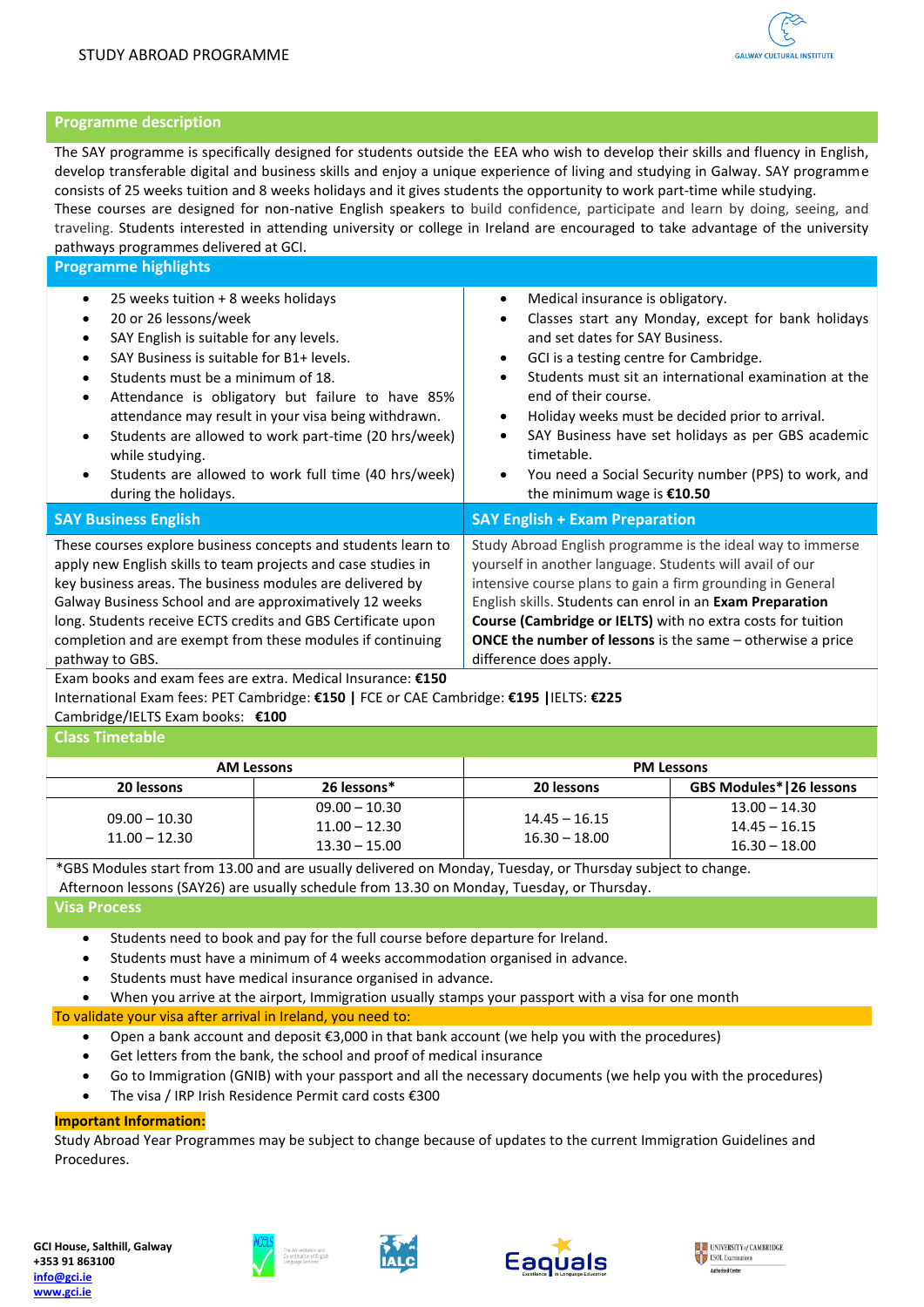STUDY ABROAD PROGRAMME

## Programme description

The SAY programme is specifically designed for students outside the EEA who wish to develop their skills and fluency in English, develop transferable digital and business skills and enjoy a unique experience of living and studying in Galway. SAY programme consists of 25 weeks tuition and 8 weeks holidays and it gives students the opportunity to work part-time while studying.
These courses are designed for non-native English speakers to build confidence, participate and learn by doing, seeing, and traveling. Students interested in attending university or college in Ireland are encouraged to take advantage of the university pathways programmes delivered at GCI.

## Programme highlights

- 25 weeks tuition + 8 weeks holidays
- 20 or 26 lessons/week
- SAY English is suitable for any levels.
- SAY Business is suitable for B1+ levels.
- Students must be a minimum of 18.
- Attendance is obligatory but failure to have 85% attendance may result in your visa being withdrawn.
- Students are allowed to work part-time (20 hrs/week) while studying.
- Students are allowed to work full time (40 hrs/week) during the holidays.
- Medical insurance is obligatory.
- Classes start any Monday, except for bank holidays and set dates for SAY Business.
- GCI is a testing centre for Cambridge.
- Students must sit an international examination at the end of their course.
- Holiday weeks must be decided prior to arrival.
- SAY Business have set holidays as per GBS academic timetable.
- You need a Social Security number (PPS) to work, and the minimum wage is **€10.50**

## SAY Business English

These courses explore business concepts and students learn to apply new English skills to team projects and case studies in key business areas. The business modules are delivered by Galway Business School and are approximately 12 weeks long. Students receive ECTS credits and GBS Certificate upon completion and are exempt from these modules if continuing pathway to GBS.

## SAY English + Exam Preparation

Study Abroad English programme is the ideal way to immerse yourself in another language. Students will avail of our intensive course plans to gain a firm grounding in General English skills. Students can enrol in an **Exam Preparation Course (Cambridge or IELTS)** with no extra costs for tuition **ONCE the number of lessons** is the same – otherwise a price difference does apply.

Exam books and exam fees are extra. Medical Insurance: **€150**
International Exam fees: PET Cambridge: **€150 |** FCE or CAE Cambridge: **€195 |**IELTS: **€225**
Cambridge/IELTS Exam books: **€100**

## Class Timetable

| AM Lessons | | PM Lessons | |
|---|---|---|---|
| **20 lessons** | **26 lessons*** | **20 lessons** | **GBS Modules*\|26 lessons** |
| 09.00 – 10.30<br>11.00 – 12.30 | 09.00 – 10.30<br>11.00 – 12.30<br>13.30 – 15.00 | 14.45 – 16.15<br>16.30 – 18.00 | 13.00 – 14.30<br>14.45 – 16.15<br>16.30 – 18.00 |

*GBS Modules start from 13.00 and are usually delivered on Monday, Tuesday, or Thursday subject to change.
Afternoon lessons (SAY26) are usually schedule from 13.30 on Monday, Tuesday, or Thursday.

## Visa Process

- Students need to book and pay for the full course before departure for Ireland.
- Students must have a minimum of 4 weeks accommodation organised in advance.
- Students must have medical insurance organised in advance.
- When you arrive at the airport, Immigration usually stamps your passport with a visa for one month

To validate your visa after arrival in Ireland, you need to:

- Open a bank account and deposit €3,000 in that bank account (we help you with the procedures)
- Get letters from the bank, the school and proof of medical insurance
- Go to Immigration (GNIB) with your passport and all the necessary documents (we help you with the procedures)
- The visa / IRP Irish Residence Permit card costs €300

**Important Information:**

Study Abroad Year Programmes may be subject to change because of updates to the current Immigration Guidelines and Procedures.

**GCI House, Salthill, Galway**
**+353 91 863100**
**info@gci.ie**
**www.gci.ie**